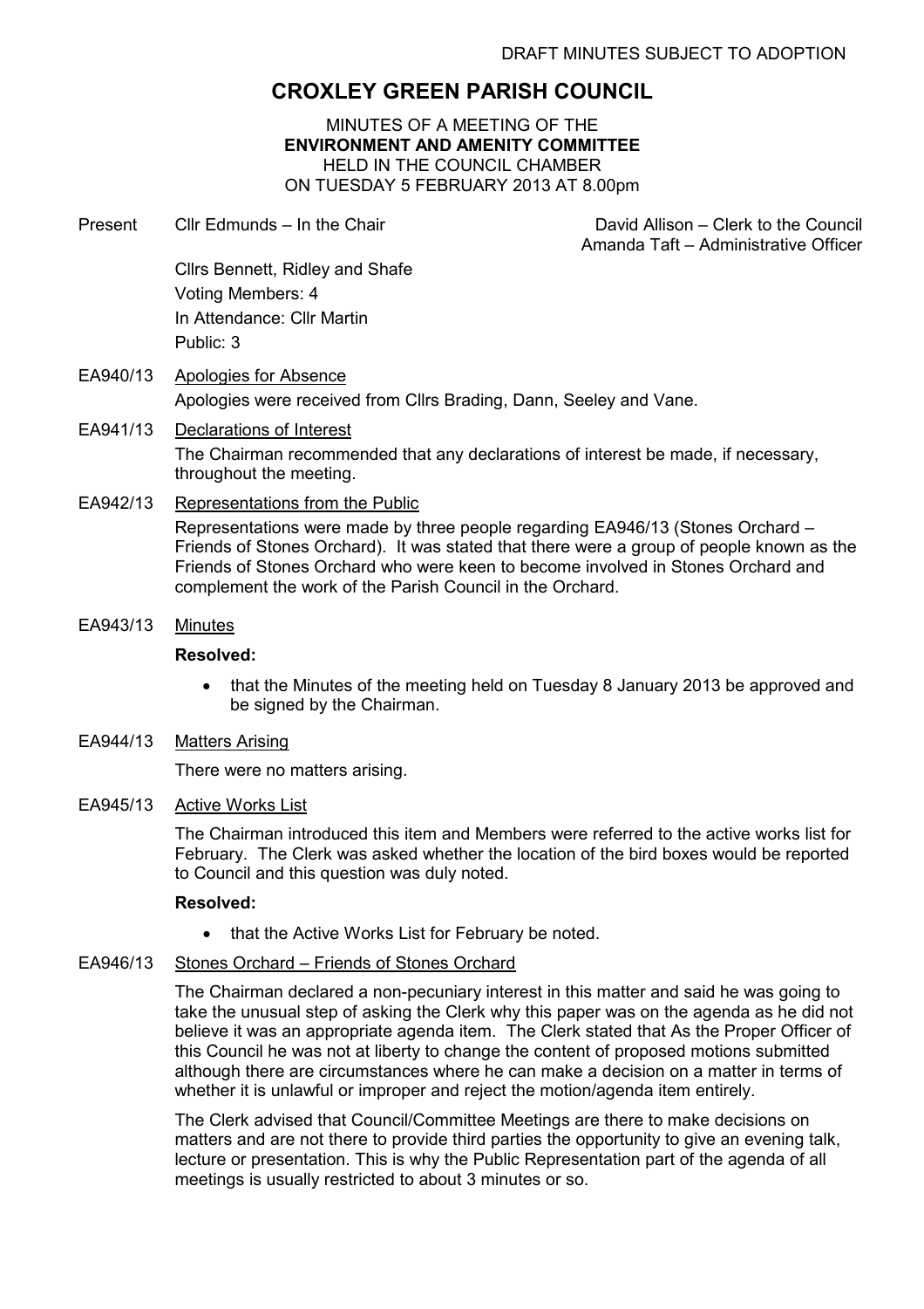DRAFT MINUTES SUBJECT TO ADOPTION

# CROXLEY GREEN PARISH COUNCIL

MINUTES OF A MEETING OF THE
**ENVIRONMENT AND AMENITY COMMITTEE**
HELD IN THE COUNCIL CHAMBER
ON TUESDAY 5 FEBRUARY 2013 AT 8.00pm

Present Cllr Edmunds – In the Chair

David Allison – Clerk to the Council
Amanda Taft – Administrative Officer

Cllrs Bennett, Ridley and Shafe
Voting Members: 4
In Attendance: Cllr Martin
Public: 3

EA940/13 Apologies for Absence

Apologies were received from Cllrs Brading, Dann, Seeley and Vane.

EA941/13 Declarations of Interest

The Chairman recommended that any declarations of interest be made, if necessary, throughout the meeting.

EA942/13 Representations from the Public

Representations were made by three people regarding EA946/13 (Stones Orchard – Friends of Stones Orchard). It was stated that there were a group of people known as the Friends of Stones Orchard who were keen to become involved in Stones Orchard and complement the work of the Parish Council in the Orchard.

EA943/13 Minutes

**Resolved:**

- that the Minutes of the meeting held on Tuesday 8 January 2013 be approved and be signed by the Chairman.

EA944/13 Matters Arising

There were no matters arising.

EA945/13 Active Works List

The Chairman introduced this item and Members were referred to the active works list for February. The Clerk was asked whether the location of the bird boxes would be reported to Council and this question was duly noted.

**Resolved:**

- that the Active Works List for February be noted.

EA946/13 Stones Orchard – Friends of Stones Orchard

The Chairman declared a non-pecuniary interest in this matter and said he was going to take the unusual step of asking the Clerk why this paper was on the agenda as he did not believe it was an appropriate agenda item. The Clerk stated that As the Proper Officer of this Council he was not at liberty to change the content of proposed motions submitted although there are circumstances where he can make a decision on a matter in terms of whether it is unlawful or improper and reject the motion/agenda item entirely.

The Clerk advised that Council/Committee Meetings are there to make decisions on matters and are not there to provide third parties the opportunity to give an evening talk, lecture or presentation. This is why the Public Representation part of the agenda of all meetings is usually restricted to about 3 minutes or so.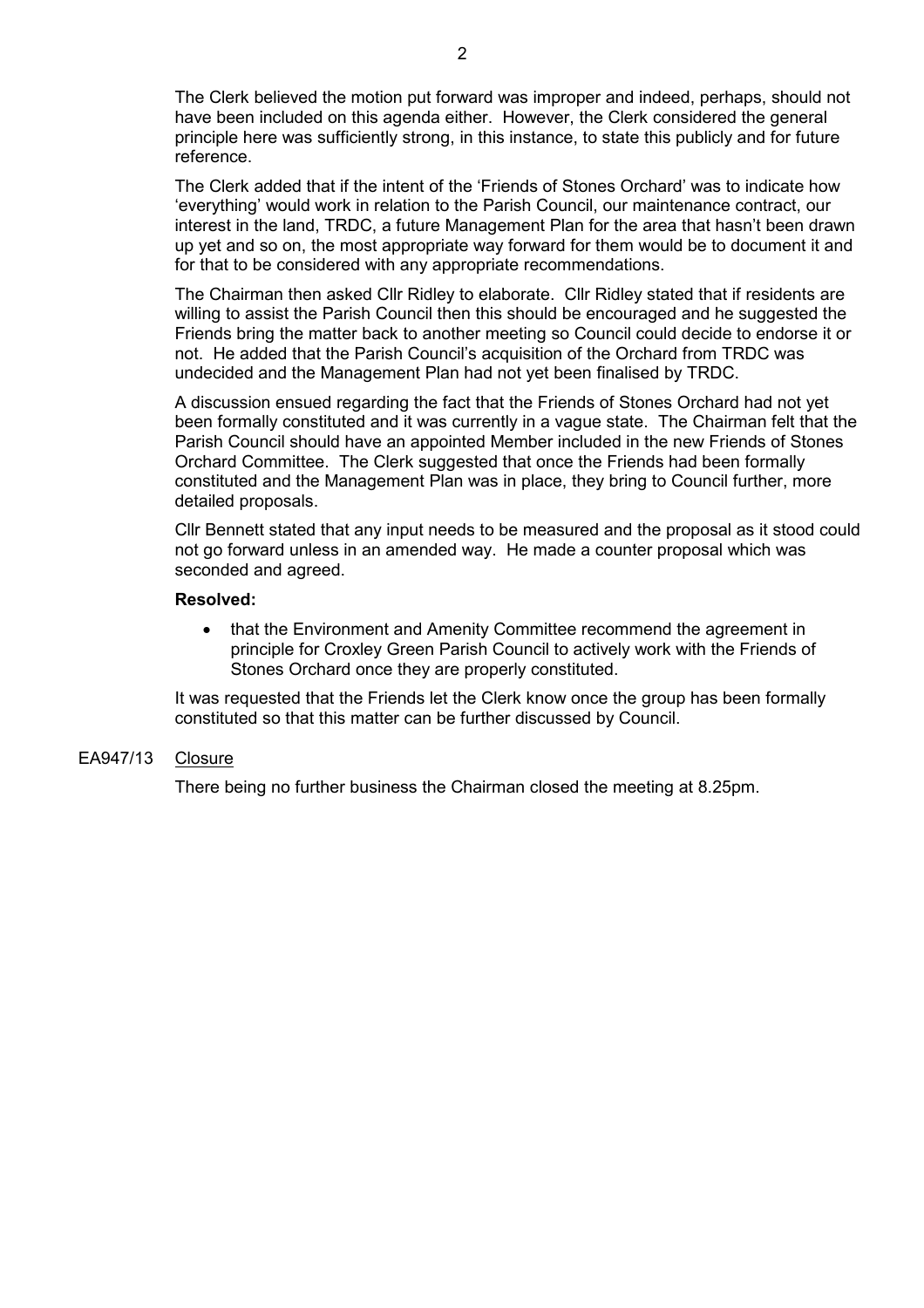The Clerk believed the motion put forward was improper and indeed, perhaps, should not have been included on this agenda either. However, the Clerk considered the general principle here was sufficiently strong, in this instance, to state this publicly and for future reference.

The Clerk added that if the intent of the 'Friends of Stones Orchard' was to indicate how 'everything' would work in relation to the Parish Council, our maintenance contract, our interest in the land, TRDC, a future Management Plan for the area that hasn't been drawn up yet and so on, the most appropriate way forward for them would be to document it and for that to be considered with any appropriate recommendations.

The Chairman then asked Cllr Ridley to elaborate. Cllr Ridley stated that if residents are willing to assist the Parish Council then this should be encouraged and he suggested the Friends bring the matter back to another meeting so Council could decide to endorse it or not. He added that the Parish Council's acquisition of the Orchard from TRDC was undecided and the Management Plan had not yet been finalised by TRDC.

A discussion ensued regarding the fact that the Friends of Stones Orchard had not yet been formally constituted and it was currently in a vague state. The Chairman felt that the Parish Council should have an appointed Member included in the new Friends of Stones Orchard Committee. The Clerk suggested that once the Friends had been formally constituted and the Management Plan was in place, they bring to Council further, more detailed proposals.

Cllr Bennett stated that any input needs to be measured and the proposal as it stood could not go forward unless in an amended way. He made a counter proposal which was seconded and agreed.

**Resolved:**

- that the Environment and Amenity Committee recommend the agreement in principle for Croxley Green Parish Council to actively work with the Friends of Stones Orchard once they are properly constituted.

It was requested that the Friends let the Clerk know once the group has been formally constituted so that this matter can be further discussed by Council.

EA947/13 Closure

There being no further business the Chairman closed the meeting at 8.25pm.